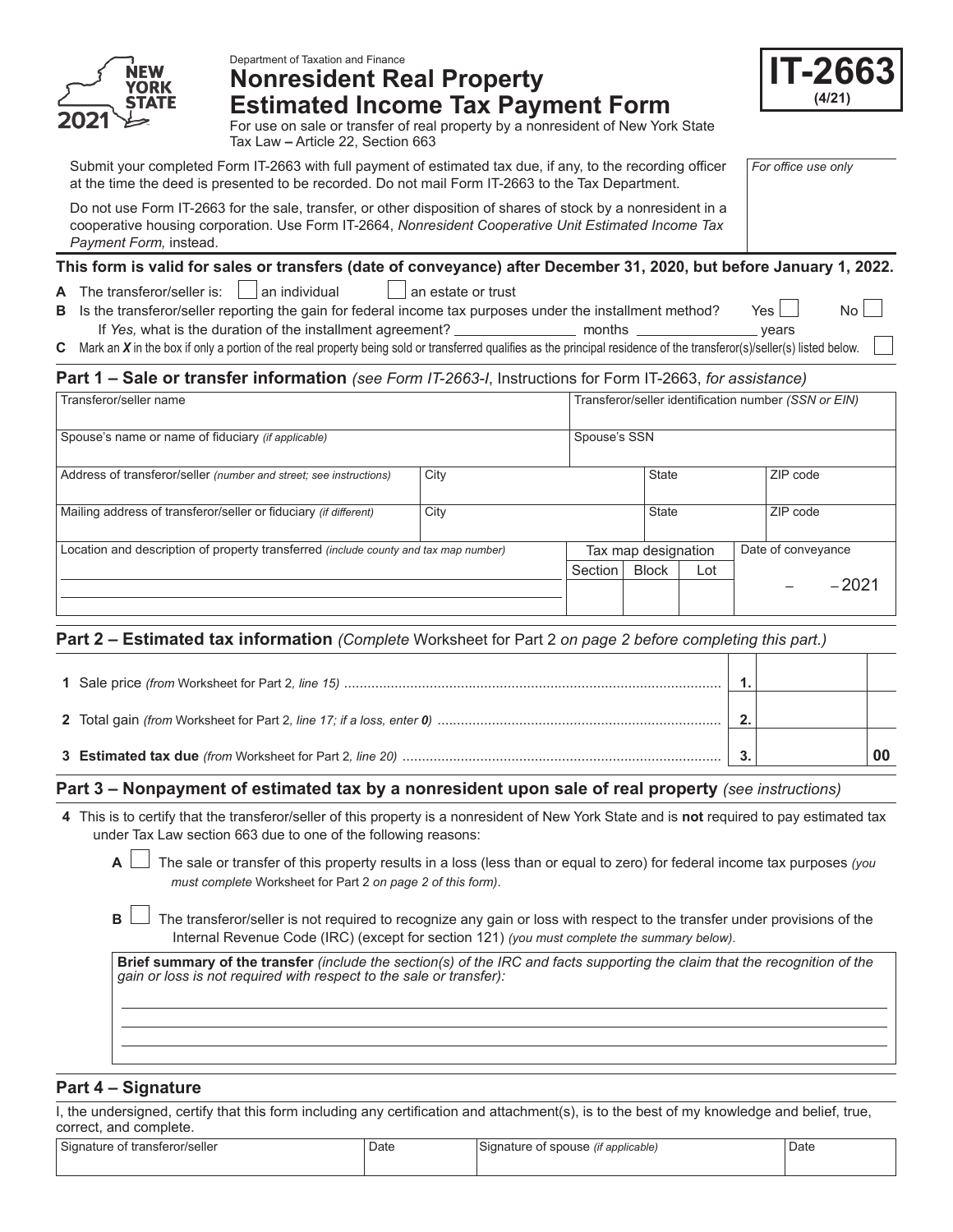NEW YORK STATE 2021

Department of Taxation and Finance

# Nonresident Real Property Estimated Income Tax Payment Form

**IT-2663 (4/21)**

For use on sale or transfer of real property by a nonresident of New York State
Tax Law – Article 22, Section 663

Submit your completed Form IT-2663 with full payment of estimated tax due, if any, to the recording officer at the time the deed is presented to be recorded. Do not mail Form IT-2663 to the Tax Department.

Do not use Form IT-2663 for the sale, transfer, or other disposition of shares of stock by a nonresident in a cooperative housing corporation. Use Form IT-2664, *Nonresident Cooperative Unit Estimated Income Tax Payment Form,* instead.

*For office use only*

**This form is valid for sales or transfers (date of conveyance) after December 31, 2020, but before January 1, 2022.**

**A** The transferor/seller is: ☐ an individual ☐ an estate or trust

**B** Is the transferor/seller reporting the gain for federal income tax purposes under the installment method? Yes ☐ No ☐
If *Yes,* what is the duration of the installment agreement? ________ months ________ years

**C** Mark an ***X*** in the box if only a portion of the real property being sold or transferred qualifies as the principal residence of the transferor(s)/seller(s) listed below. ☐

## Part 1 – Sale or transfer information *(see Form IT-2663-I*, Instructions for Form IT-2663, *for assistance)*

| Transferor/seller name | | | | Transferor/seller identification number *(SSN or EIN)* |
|---|---|---|---|---|
| Spouse's name or name of fiduciary *(if applicable)* | | | | Spouse's SSN |
| Address of transferor/seller *(number and street; see instructions)* | City | | State | ZIP code |
| Mailing address of transferor/seller or fiduciary *(if different)* | City | | State | ZIP code |

| Location and description of property transferred *(include county and tax map number)* | Tax map designation | | | Date of conveyance |
|---|---|---|---|---|
| | Section | Block | Lot | – – 2021 |

## Part 2 – Estimated tax information *(Complete* Worksheet for Part 2 *on page 2 before completing this part.)*

| | | |
|---|---|---|
| **1** Sale price *(from* Worksheet for Part 2*, line 15)* | 1. | |
| **2** Total gain *(from* Worksheet for Part 2*, line 17; if a loss, enter* ***0****)* | 2. | |
| **3** **Estimated tax due** *(from* Worksheet for Part 2*, line 20)* | 3. | 00 |

## Part 3 – Nonpayment of estimated tax by a nonresident upon sale of real property *(see instructions)*

**4** This is to certify that the transferor/seller of this property is a nonresident of New York State and is **not** required to pay estimated tax under Tax Law section 663 due to one of the following reasons:

**A** ☐ The sale or transfer of this property results in a loss (less than or equal to zero) for federal income tax purposes *(you must complete* Worksheet for Part 2 *on page 2 of this form)*.

**B** ☐ The transferor/seller is not required to recognize any gain or loss with respect to the transfer under provisions of the Internal Revenue Code (IRC) (except for section 121) *(you must complete the summary below)*.

**Brief summary of the transfer** *(include the section(s) of the IRC and facts supporting the claim that the recognition of the gain or loss is not required with respect to the sale or transfer):*

## Part 4 – Signature

I, the undersigned, certify that this form including any certification and attachment(s), is to the best of my knowledge and belief, true, correct, and complete.

| Signature of transferor/seller | Date | Signature of spouse *(if applicable)* | Date |
|---|---|---|---|
| | | | |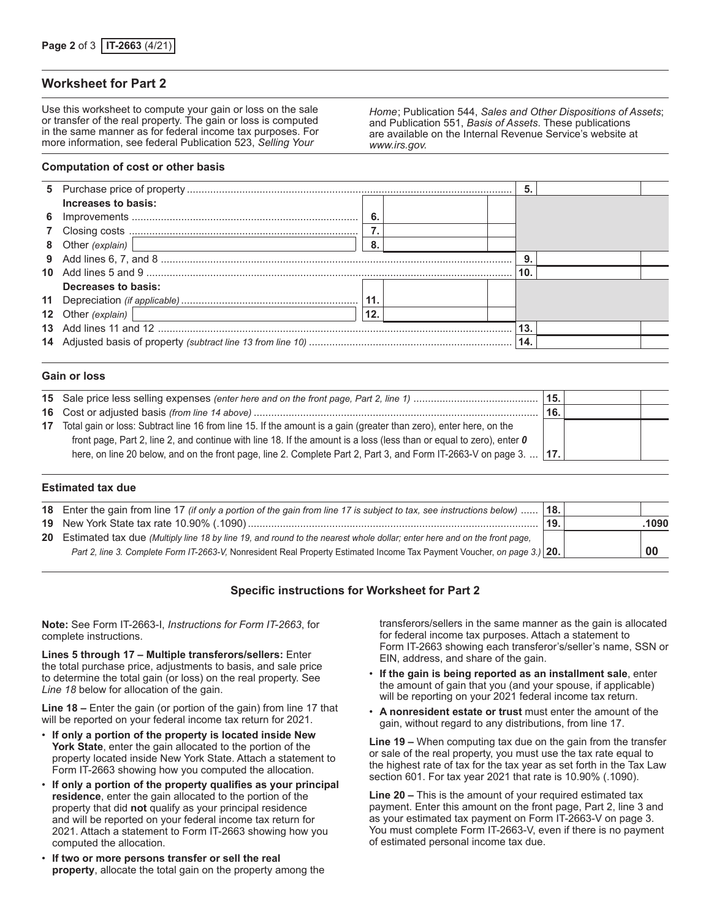## Worksheet for Part 2

Use this worksheet to compute your gain or loss on the sale or transfer of the real property. The gain or loss is computed in the same manner as for federal income tax purposes. For more information, see federal Publication 523, *Selling Your Home*; Publication 544, *Sales and Other Dispositions of Assets*; and Publication 551, *Basis of Assets*. These publications are available on the Internal Revenue Service's website at *www.irs.gov.*

### Computation of cost or other basis

| Line | Description | | | | |
|---|---|---|---|---|---|
| 5 | Purchase price of property | | | 5. | |
| | **Increases to basis:** | | | | |
| 6 | Improvements | 6. | | | |
| 7 | Closing costs | 7. | | | |
| 8 | Other *(explain)* | 8. | | | |
| 9 | Add lines 6, 7, and 8 | | | 9. | |
| 10 | Add lines 5 and 9 | | | 10. | |
| | **Decreases to basis:** | | | | |
| 11 | Depreciation *(if applicable)* | 11. | | | |
| 12 | Other *(explain)* | 12. | | | |
| 13 | Add lines 11 and 12 | | | 13. | |
| 14 | Adjusted basis of property *(subtract line 13 from line 10)* | | | 14. | |

### Gain or loss

| Line | Description | | |
|---|---|---|---|
| 15 | Sale price less selling expenses *(enter here and on the front page, Part 2, line 1)* | 15. | |
| 16 | Cost or adjusted basis *(from line 14 above)* | 16. | |
| 17 | Total gain or loss: Subtract line 16 from line 15. If the amount is a gain (greater than zero), enter here, on the front page, Part 2, line 2, and continue with line 18. If the amount is a loss (less than or equal to zero), enter ***0*** here, on line 20 below, and on the front page, line 2. Complete Part 2, Part 3, and Form IT-2663-V on page 3. | 17. | |

### Estimated tax due

| Line | Description | | |
|---|---|---|---|
| 18 | Enter the gain from line 17 *(if only a portion of the gain from line 17 is subject to tax, see instructions below)* | 18. | |
| 19 | New York State tax rate 10.90% (.1090) | 19. | .1090 |
| 20 | Estimated tax due *(Multiply line 18 by line 19, and round to the nearest whole dollar; enter here and on the front page, Part 2, line 3. Complete Form IT-2663-V,* Nonresident Real Property Estimated Income Tax Payment Voucher, *on page 3.)* | 20. | 00 |

### Specific instructions for Worksheet for Part 2

**Note:** See Form IT-2663-I, *Instructions for Form IT-2663*, for complete instructions.

**Lines 5 through 17 – Multiple transferors/sellers:** Enter the total purchase price, adjustments to basis, and sale price to determine the total gain (or loss) on the real property. See *Line 18* below for allocation of the gain.

**Line 18 –** Enter the gain (or portion of the gain) from line 17 that will be reported on your federal income tax return for 2021.

- **If only a portion of the property is located inside New York State**, enter the gain allocated to the portion of the property located inside New York State. Attach a statement to Form IT-2663 showing how you computed the allocation.
- **If only a portion of the property qualifies as your principal residence**, enter the gain allocated to the portion of the property that did **not** qualify as your principal residence and will be reported on your federal income tax return for 2021. Attach a statement to Form IT-2663 showing how you computed the allocation.
- **If two or more persons transfer or sell the real property**, allocate the total gain on the property among the transferors/sellers in the same manner as the gain is allocated for federal income tax purposes. Attach a statement to Form IT-2663 showing each transferor's/seller's name, SSN or EIN, address, and share of the gain.
- **If the gain is being reported as an installment sale**, enter the amount of gain that you (and your spouse, if applicable) will be reporting on your 2021 federal income tax return.
- **A nonresident estate or trust** must enter the amount of the gain, without regard to any distributions, from line 17.

**Line 19 –** When computing tax due on the gain from the transfer or sale of the real property, you must use the tax rate equal to the highest rate of tax for the tax year as set forth in the Tax Law section 601. For tax year 2021 that rate is 10.90% (.1090).

**Line 20 –** This is the amount of your required estimated tax payment. Enter this amount on the front page, Part 2, line 3 and as your estimated tax payment on Form IT-2663-V on page 3. You must complete Form IT-2663-V, even if there is no payment of estimated personal income tax due.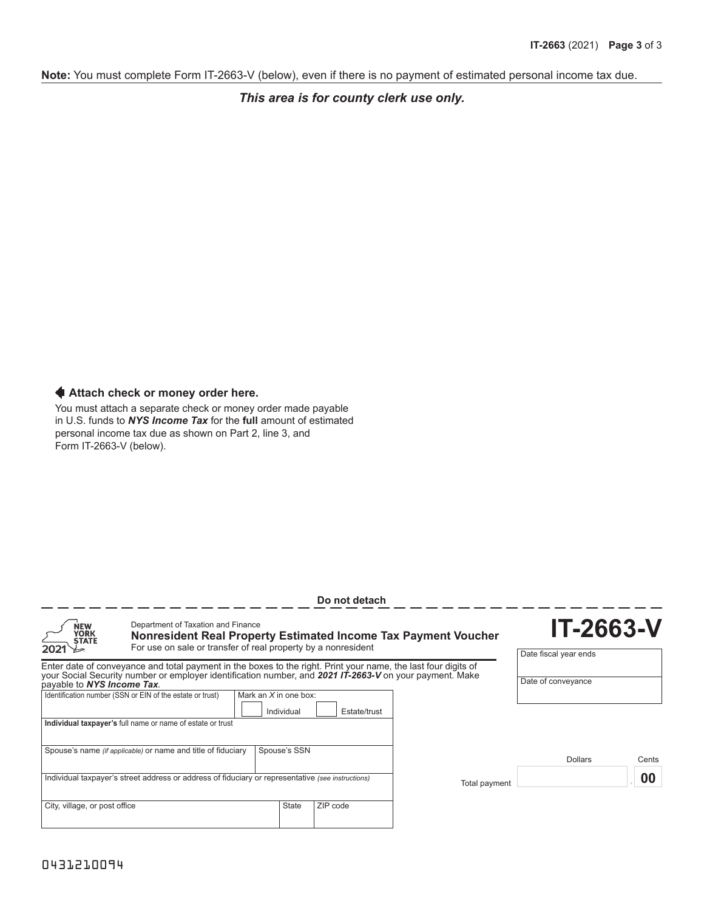**Note:** You must complete Form IT-2663-V (below), even if there is no payment of estimated personal income tax due.

***This area is for county clerk use only.***

**Attach check or money order here.**

You must attach a separate check or money order made payable in U.S. funds to ***NYS Income Tax*** for the **full** amount of estimated personal income tax due as shown on Part 2, line 3, and Form IT-2663-V (below).

**Do not detach**

NEW YORK STATE 2021

Department of Taxation and Finance

**Nonresident Real Property Estimated Income Tax Payment Voucher**

For use on sale or transfer of real property by a nonresident

# IT-2663-V

Enter date of conveyance and total payment in the boxes to the right. Print your name, the last four digits of your Social Security number or employer identification number, and ***2021 IT-2663-V*** on your payment. Make payable to ***NYS Income Tax***.

| | | | |
|---|---|---|---|
| Identification number (SSN or EIN of the estate or trust) | Mark an *X* in one box: ☐ Individual ☐ Estate/trust | | |
| **Individual taxpayer's** full name or name of estate or trust | | | |
| Spouse's name *(if applicable)* or name and title of fiduciary | Spouse's SSN | | |
| Individual taxpayer's street address or address of fiduciary or representative *(see instructions)* | | | |
| City, village, or post office | | State | ZIP code |

| | |
|---|---|
| Date fiscal year ends | |
| Date of conveyance | |

| | Dollars | Cents |
|---|---|---|
| Total payment | | 00 |

0431210094